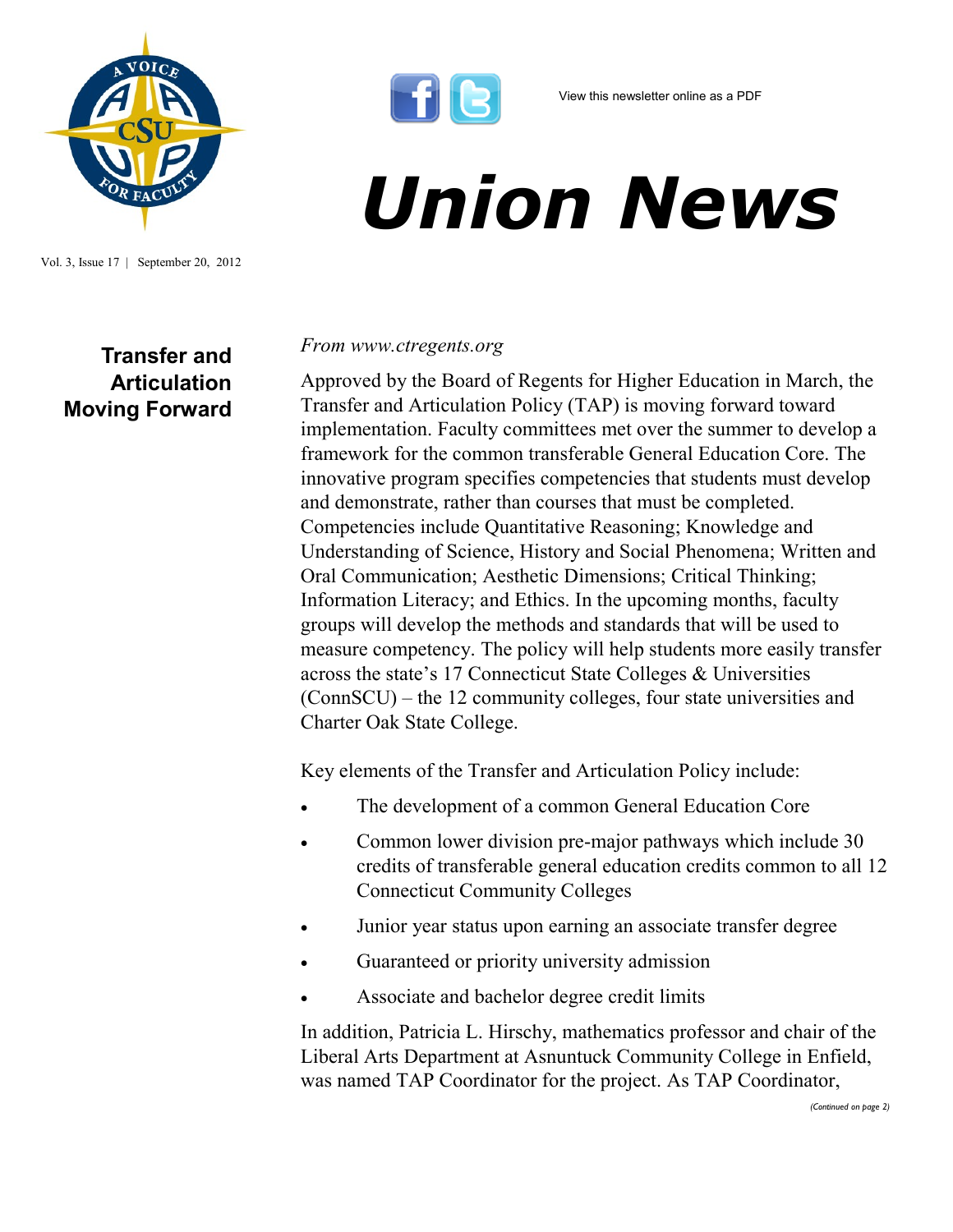View this newsletter online as a PDF

# Union News

Vol. 3, Issue 17 | September 20, 2012

## Transfer and Articulation Moving Forward

*From www.ctregents.org*

Approved by the Board of Regents for Higher Education in March, the Transfer and Articulation Policy (TAP) is moving forward toward implementation. Faculty committees met over the summer to develop a framework for the common transferable General Education Core. The innovative program specifies competencies that students must develop and demonstrate, rather than courses that must be completed. Competencies include Quantitative Reasoning; Knowledge and Understanding of Science, History and Social Phenomena; Written and Oral Communication; Aesthetic Dimensions; Critical Thinking; Information Literacy; and Ethics. In the upcoming months, faculty groups will develop the methods and standards that will be used to measure competency. The policy will help students more easily transfer across the state's 17 Connecticut State Colleges & Universities (ConnSCU) – the 12 community colleges, four state universities and Charter Oak State College.

Key elements of the Transfer and Articulation Policy include:

- The development of a common General Education Core
- Common lower division pre-major pathways which include 30 credits of transferable general education credits common to all 12 Connecticut Community Colleges
- Junior year status upon earning an associate transfer degree
- Guaranteed or priority university admission
- Associate and bachelor degree credit limits

In addition, Patricia L. Hirschy, mathematics professor and chair of the Liberal Arts Department at Asnuntuck Community College in Enfield, was named TAP Coordinator for the project. As TAP Coordinator,

*(Continued on page 2)*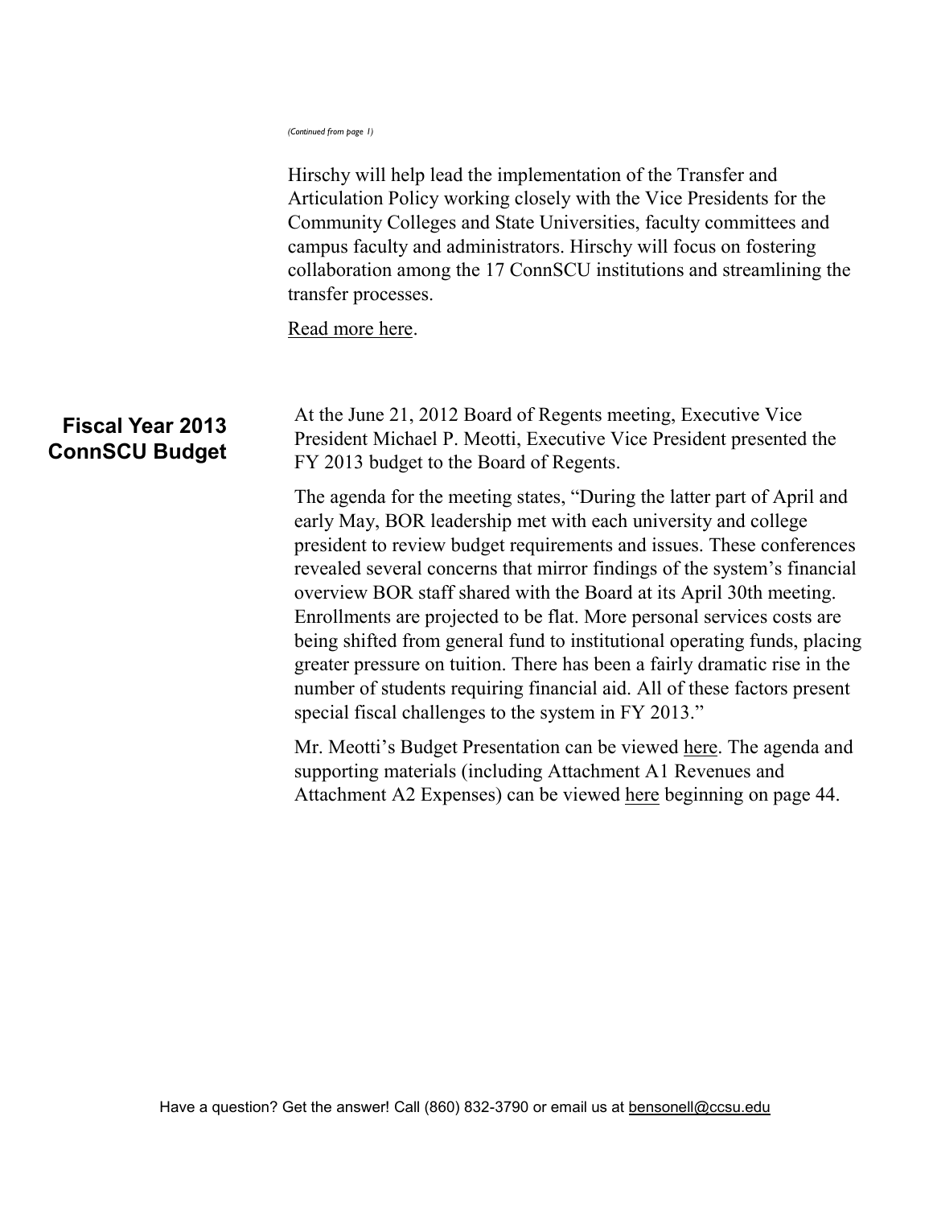*(Continued from page 1)*

Hirschy will help lead the implementation of the Transfer and Articulation Policy working closely with the Vice Presidents for the Community Colleges and State Universities, faculty committees and campus faculty and administrators. Hirschy will focus on fostering collaboration among the 17 ConnSCU institutions and streamlining the transfer processes.

Read more here.

## Fiscal Year 2013 ConnSCU Budget

At the June 21, 2012 Board of Regents meeting, Executive Vice President Michael P. Meotti, Executive Vice President presented the FY 2013 budget to the Board of Regents.

The agenda for the meeting states, "During the latter part of April and early May, BOR leadership met with each university and college president to review budget requirements and issues. These conferences revealed several concerns that mirror findings of the system's financial overview BOR staff shared with the Board at its April 30th meeting. Enrollments are projected to be flat. More personal services costs are being shifted from general fund to institutional operating funds, placing greater pressure on tuition. There has been a fairly dramatic rise in the number of students requiring financial aid. All of these factors present special fiscal challenges to the system in FY 2013."

Mr. Meotti's Budget Presentation can be viewed here. The agenda and supporting materials (including Attachment A1 Revenues and Attachment A2 Expenses) can be viewed here beginning on page 44.

Have a question? Get the answer! Call (860) 832-3790 or email us at bensonell@ccsu.edu